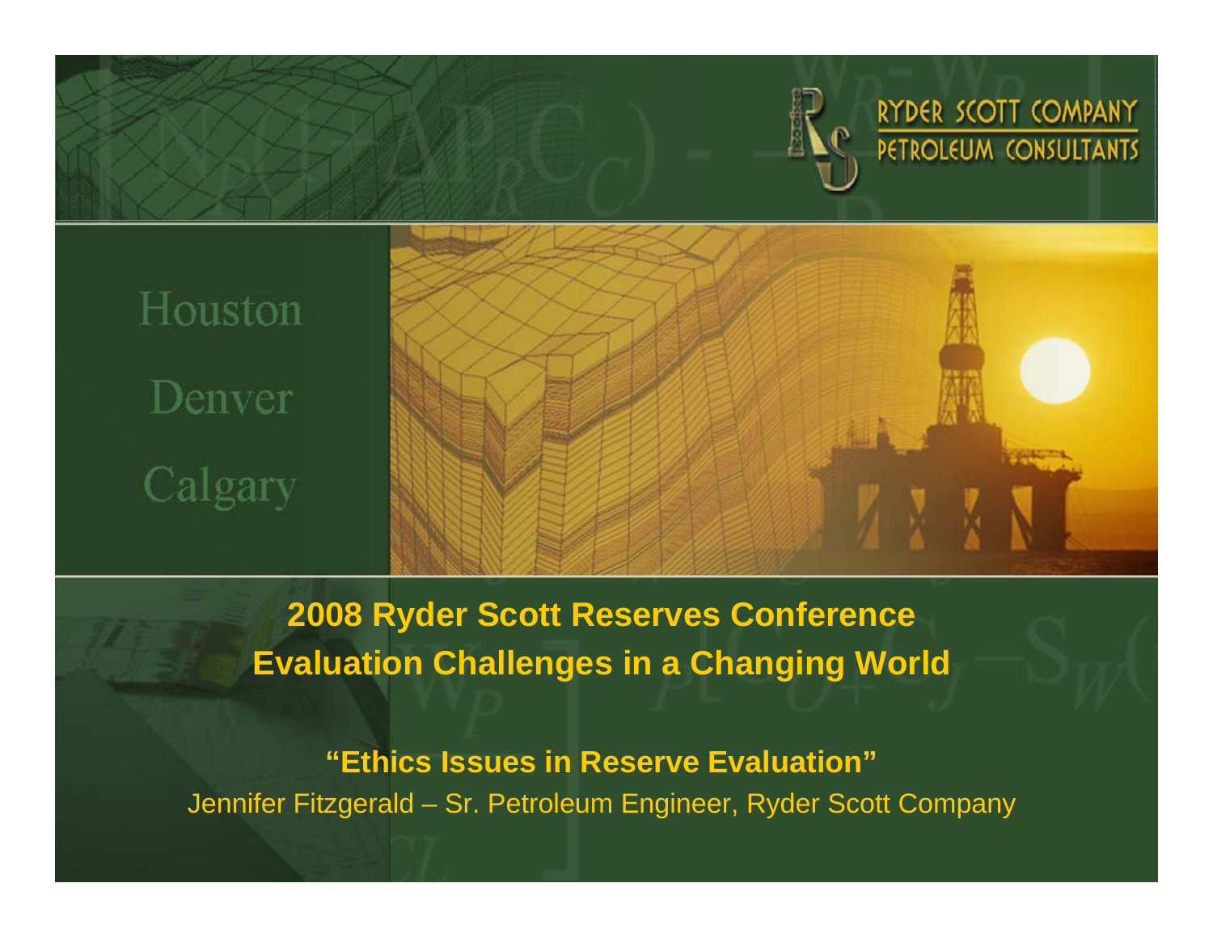RYDER SCOTT COMPANY
PETROLEUM CONSULTANTS

Houston

Denver

Calgary

# 2008 Ryder Scott Reserves Conference
# Evaluation Challenges in a Changing World

## "Ethics Issues in Reserve Evaluation"

Jennifer Fitzgerald – Sr. Petroleum Engineer, Ryder Scott Company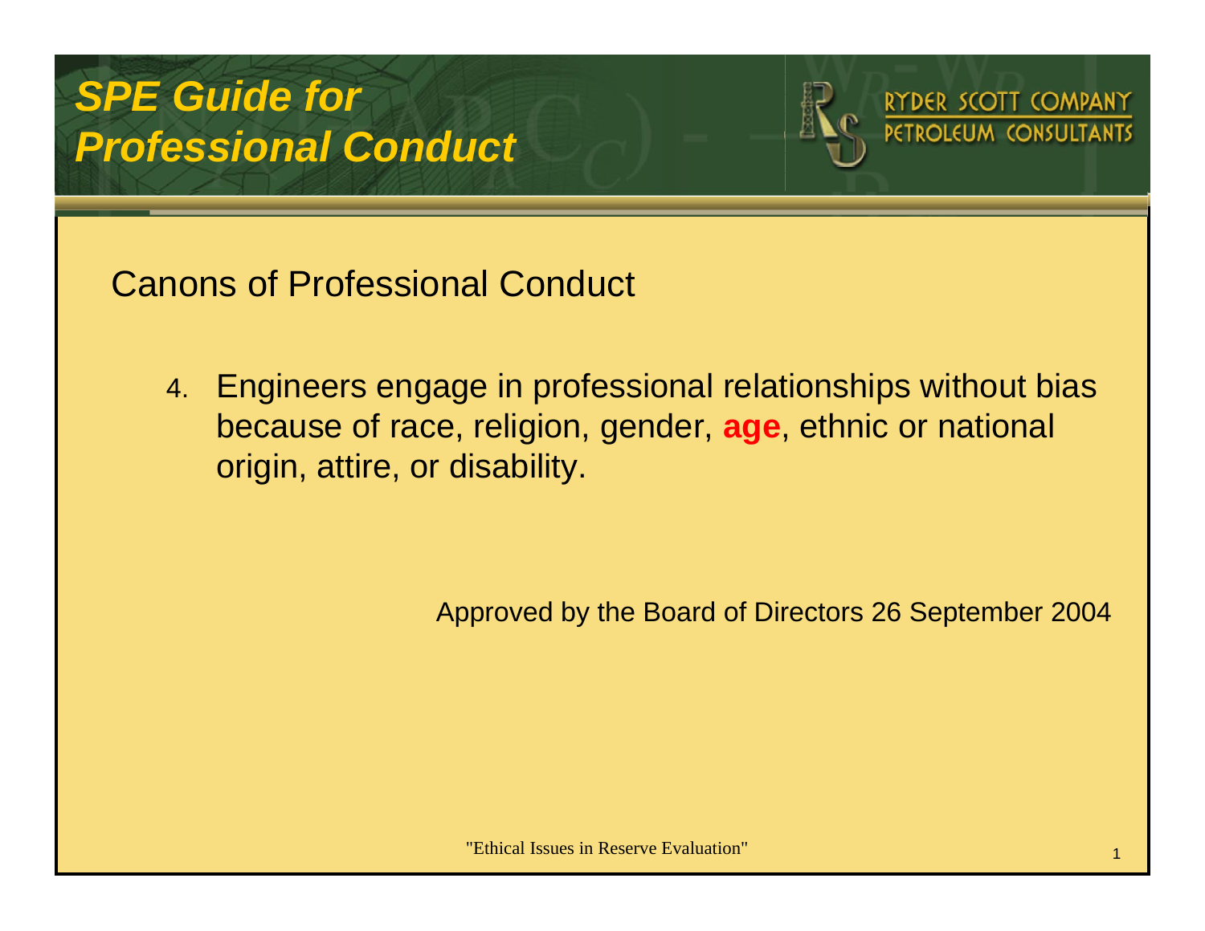# *SPE Guide for Professional Conduct*

## Canons of Professional Conduct

4. Engineers engage in professional relationships without bias because of race, religion, gender, **age**, ethnic or national origin, attire, or disability.

Approved by the Board of Directors 26 September 2004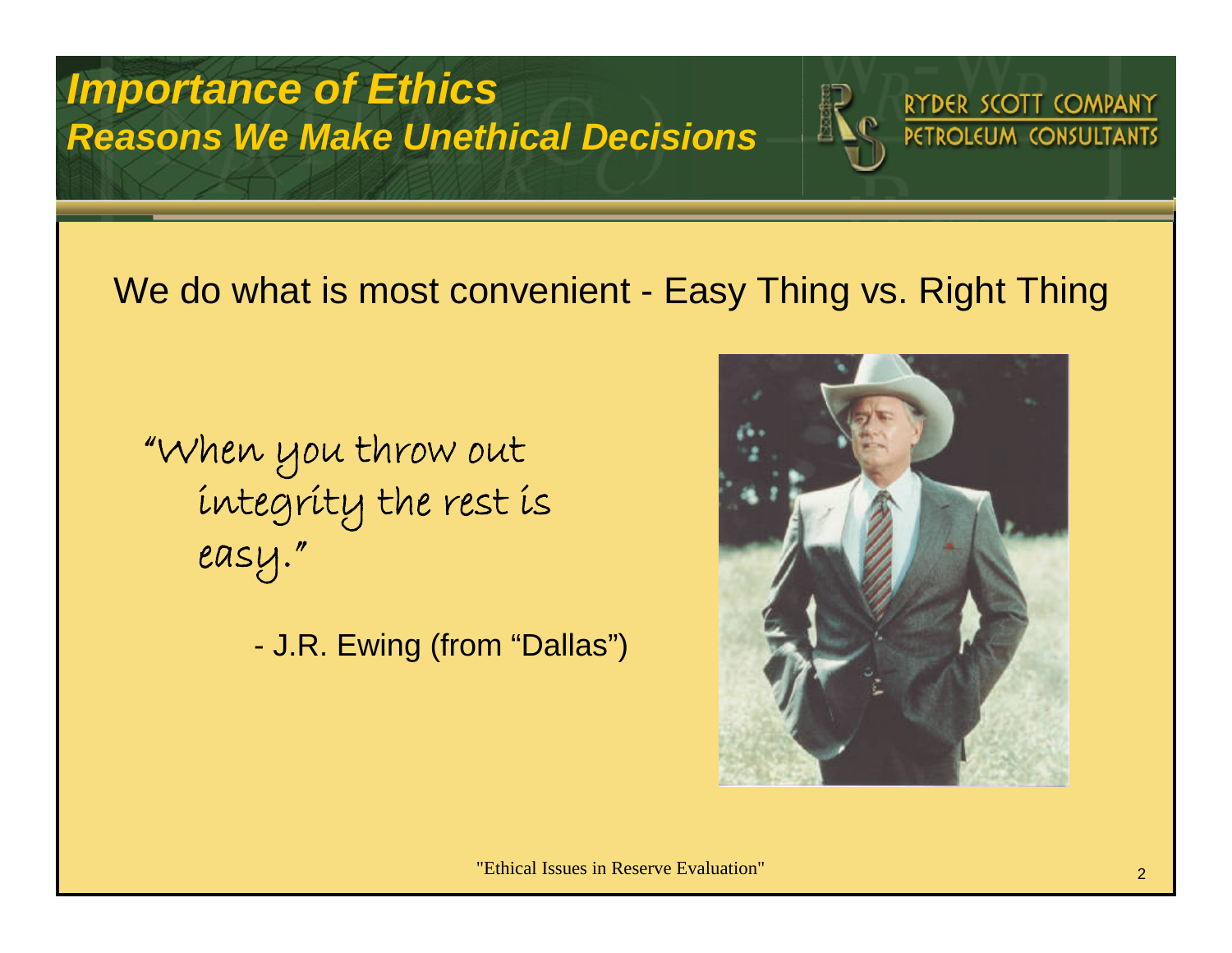# Importance of Ethics
## Reasons We Make Unethical Decisions

We do what is most convenient - Easy Thing vs. Right Thing

"When you throw out integrity the rest is easy."

- J.R. Ewing (from "Dallas")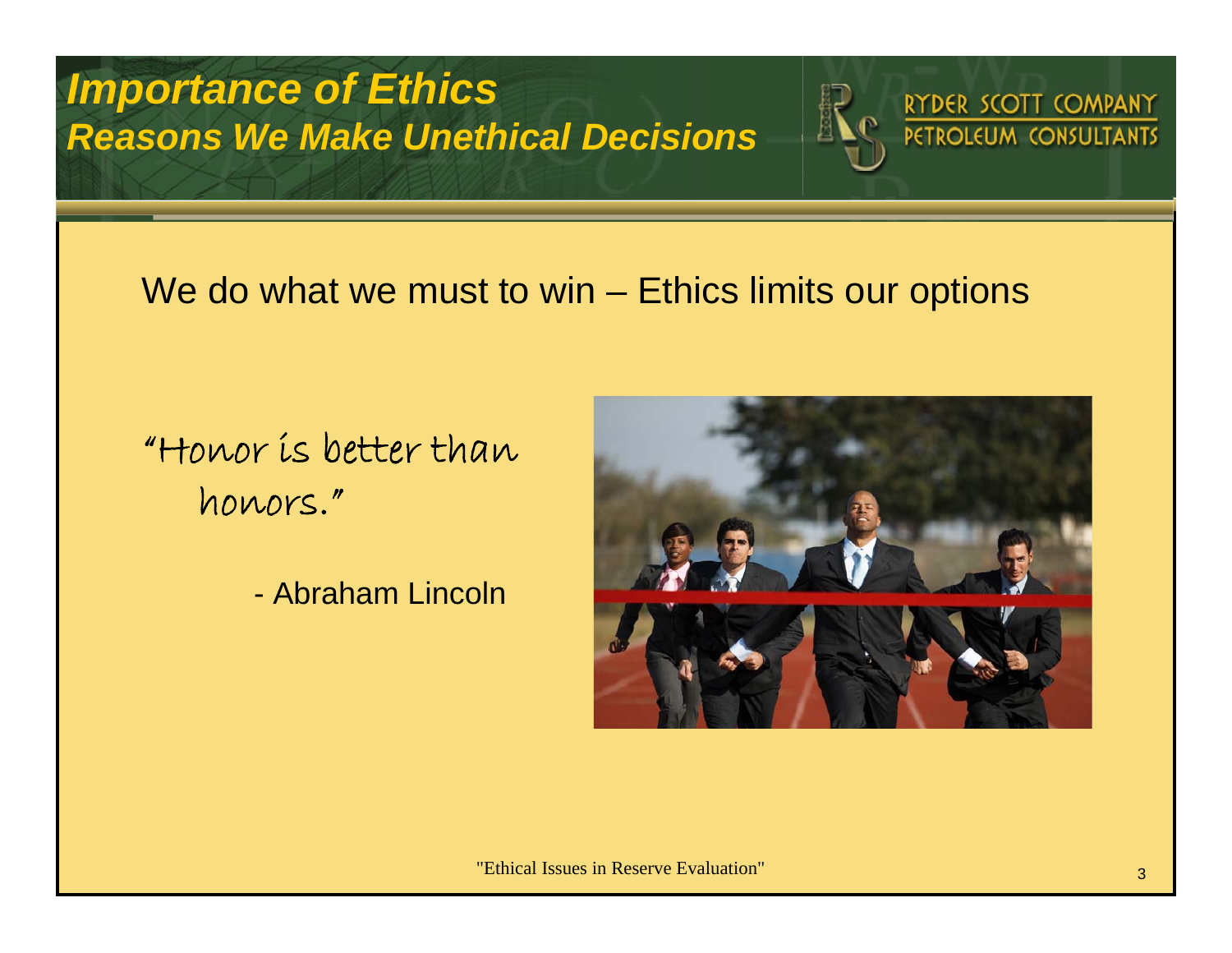# Importance of Ethics

## Reasons We Make Unethical Decisions

We do what we must to win – Ethics limits our options

"Honor is better than honors."

- Abraham Lincoln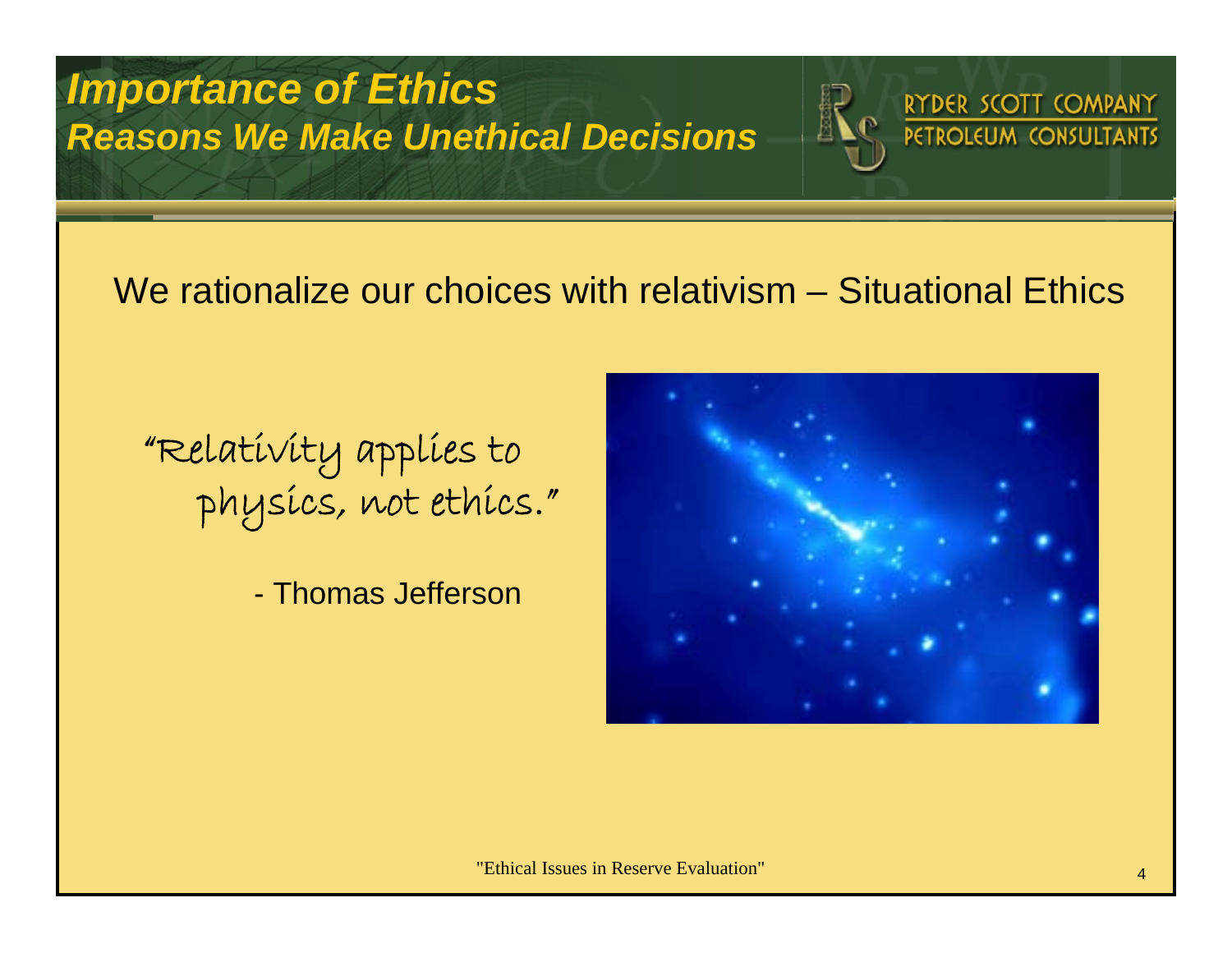# Importance of Ethics
## Reasons We Make Unethical Decisions

We rationalize our choices with relativism – Situational Ethics

"Relativity applies to physics, not ethics."

- Thomas Jefferson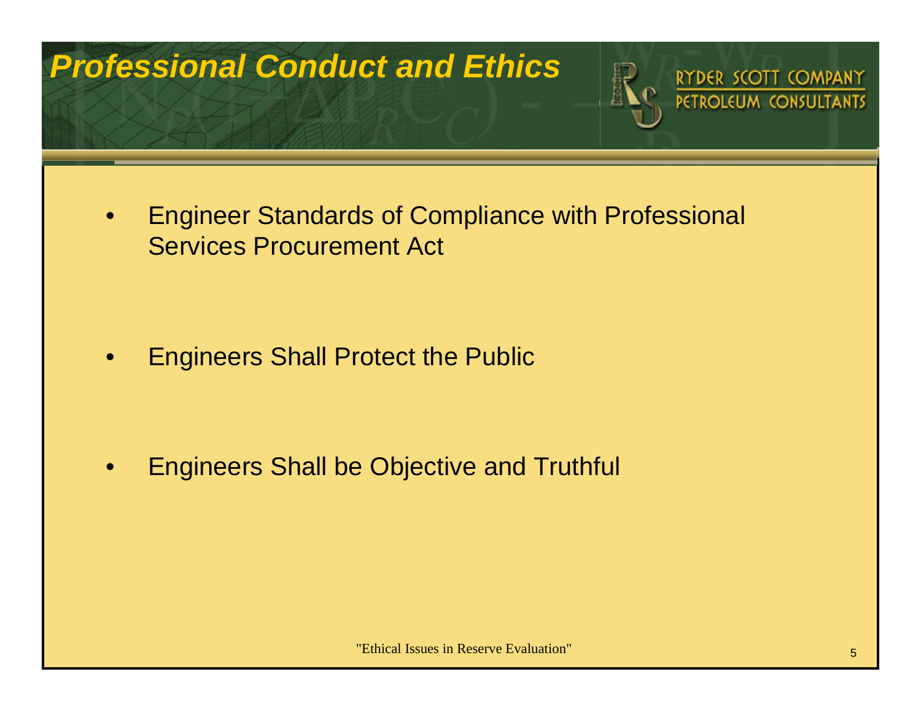# Professional Conduct and Ethics

- Engineer Standards of Compliance with Professional Services Procurement Act
- Engineers Shall Protect the Public
- Engineers Shall be Objective and Truthful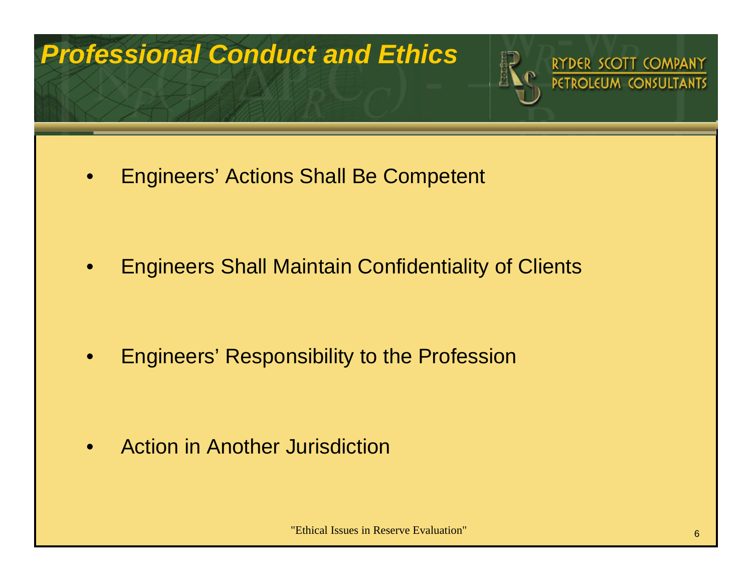# Professional Conduct and Ethics

RYDER SCOTT COMPANY
PETROLEUM CONSULTANTS

- Engineers' Actions Shall Be Competent
- Engineers Shall Maintain Confidentiality of Clients
- Engineers' Responsibility to the Profession
- Action in Another Jurisdiction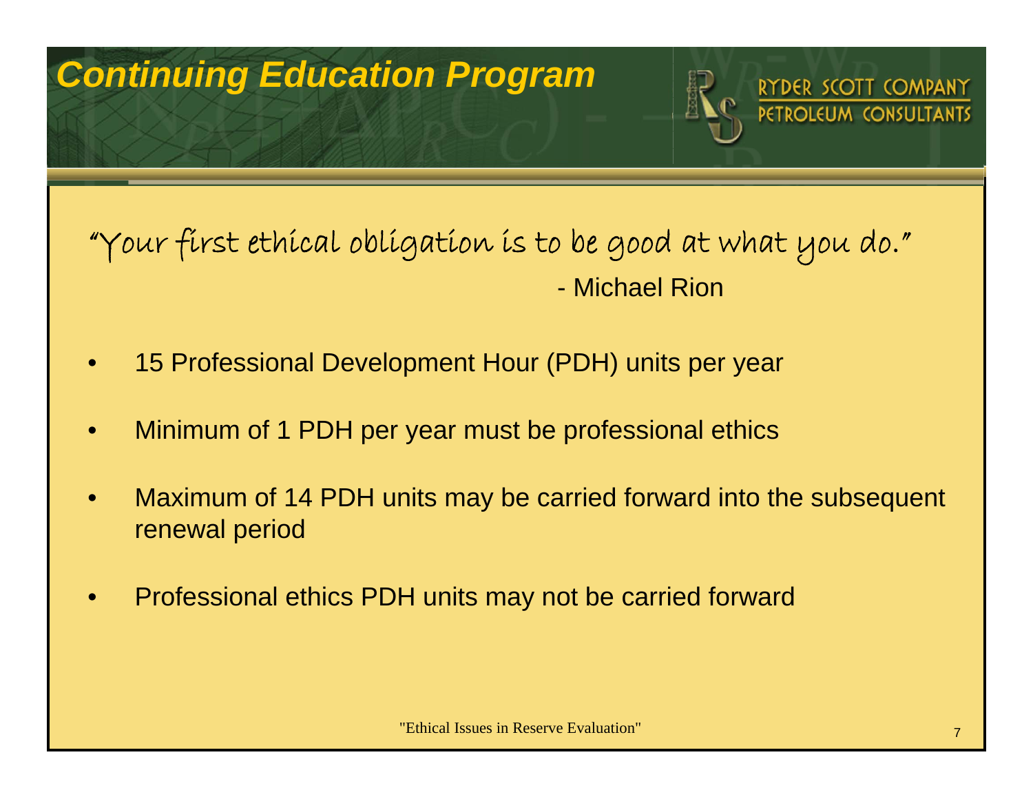# Continuing Education Program

"Your first ethical obligation is to be good at what you do."

- Michael Rion

- 15 Professional Development Hour (PDH) units per year
- Minimum of 1 PDH per year must be professional ethics
- Maximum of 14 PDH units may be carried forward into the subsequent renewal period
- Professional ethics PDH units may not be carried forward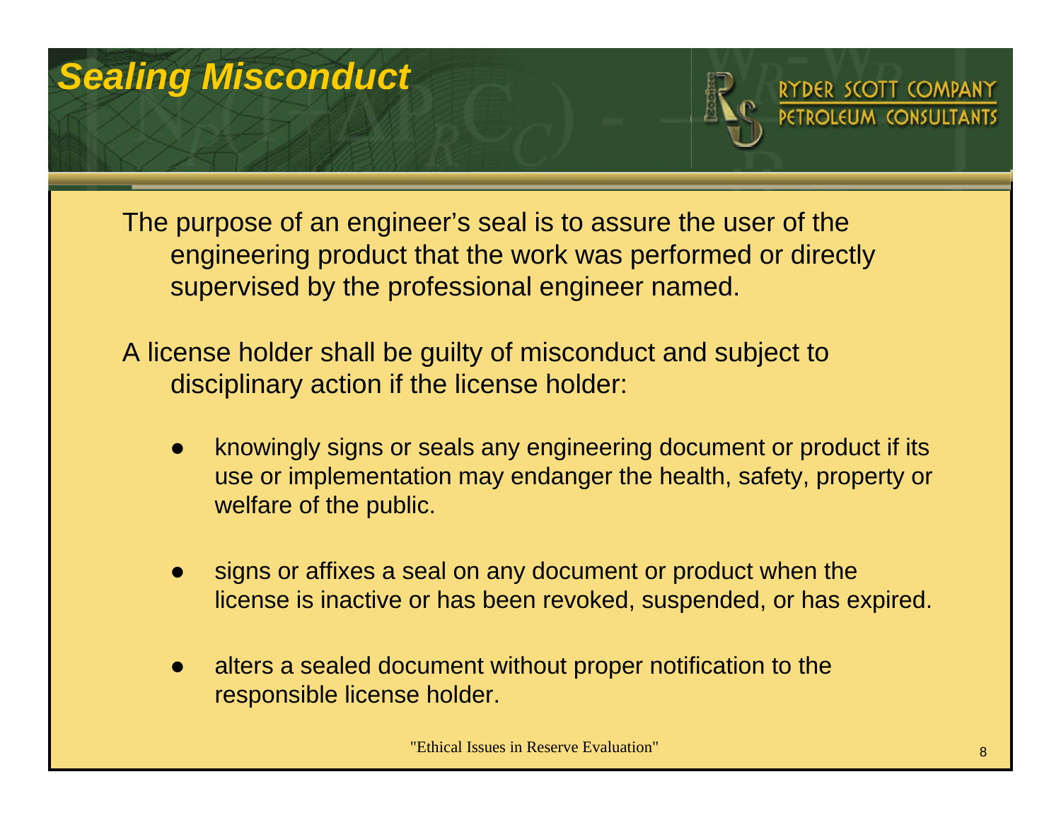# Sealing Misconduct

The purpose of an engineer's seal is to assure the user of the engineering product that the work was performed or directly supervised by the professional engineer named.

A license holder shall be guilty of misconduct and subject to disciplinary action if the license holder:

- knowingly signs or seals any engineering document or product if its use or implementation may endanger the health, safety, property or welfare of the public.
- signs or affixes a seal on any document or product when the license is inactive or has been revoked, suspended, or has expired.
- alters a sealed document without proper notification to the responsible license holder.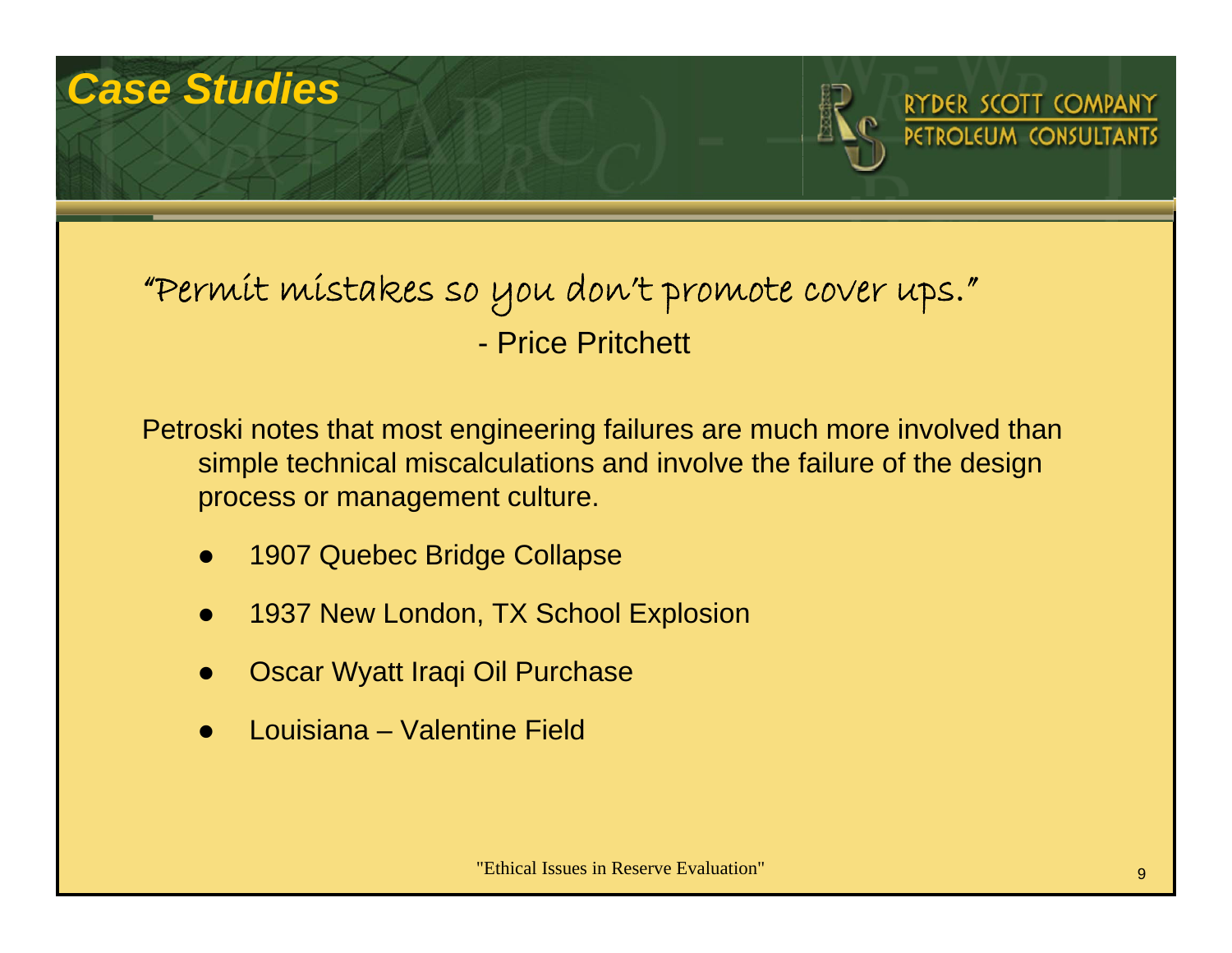# Case Studies

"Permit mistakes so you don't promote cover ups."

- Price Pritchett

Petroski notes that most engineering failures are much more involved than simple technical miscalculations and involve the failure of the design process or management culture.

- 1907 Quebec Bridge Collapse
- 1937 New London, TX School Explosion
- Oscar Wyatt Iraqi Oil Purchase
- Louisiana – Valentine Field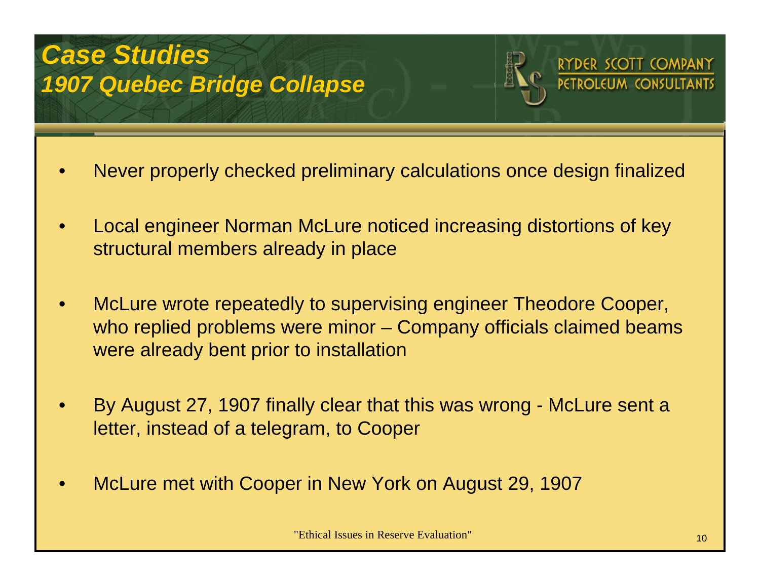# *Case Studies*
## *1907 Quebec Bridge Collapse*

- Never properly checked preliminary calculations once design finalized
- Local engineer Norman McLure noticed increasing distortions of key structural members already in place
- McLure wrote repeatedly to supervising engineer Theodore Cooper, who replied problems were minor – Company officials claimed beams were already bent prior to installation
- By August 27, 1907 finally clear that this was wrong - McLure sent a letter, instead of a telegram, to Cooper
- McLure met with Cooper in New York on August 29, 1907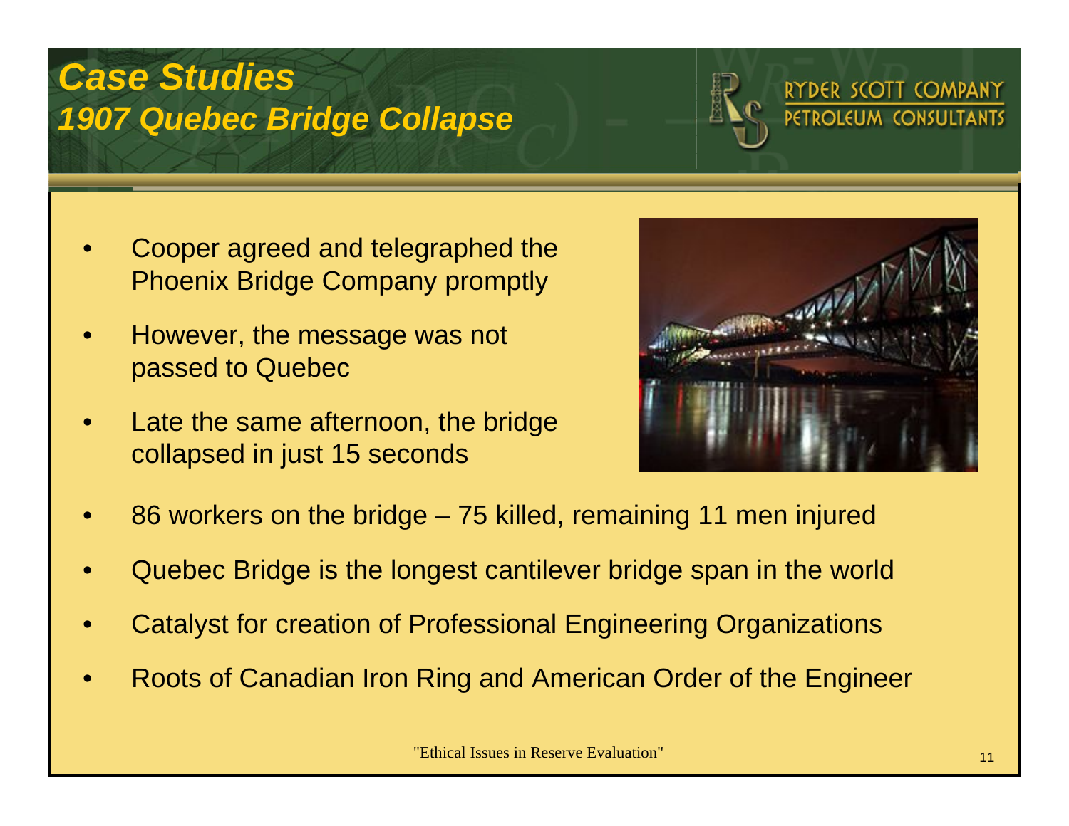# Case Studies
## 1907 Quebec Bridge Collapse

- Cooper agreed and telegraphed the Phoenix Bridge Company promptly
- However, the message was not passed to Quebec
- Late the same afternoon, the bridge collapsed in just 15 seconds
- 86 workers on the bridge – 75 killed, remaining 11 men injured
- Quebec Bridge is the longest cantilever bridge span in the world
- Catalyst for creation of Professional Engineering Organizations
- Roots of Canadian Iron Ring and American Order of the Engineer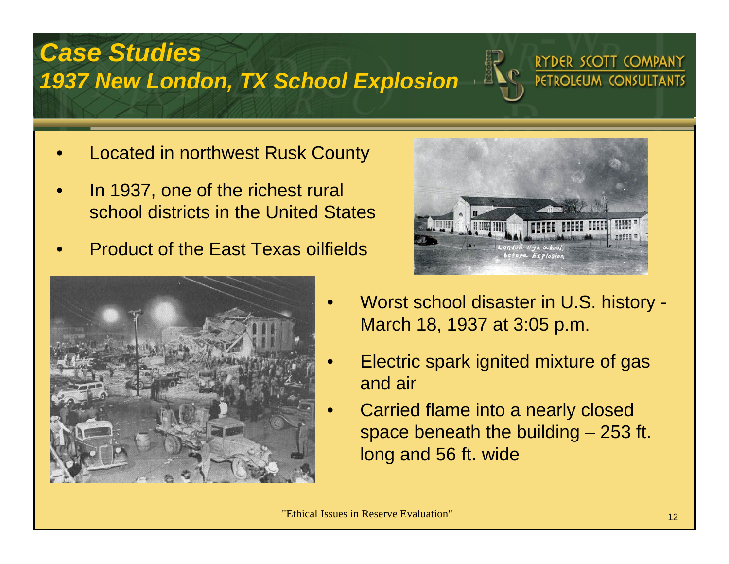# Case Studies
## 1937 New London, TX School Explosion

- Located in northwest Rusk County
- In 1937, one of the richest rural school districts in the United States
- Product of the East Texas oilfields
- Worst school disaster in U.S. history - March 18, 1937 at 3:05 p.m.
- Electric spark ignited mixture of gas and air
- Carried flame into a nearly closed space beneath the building – 253 ft. long and 56 ft. wide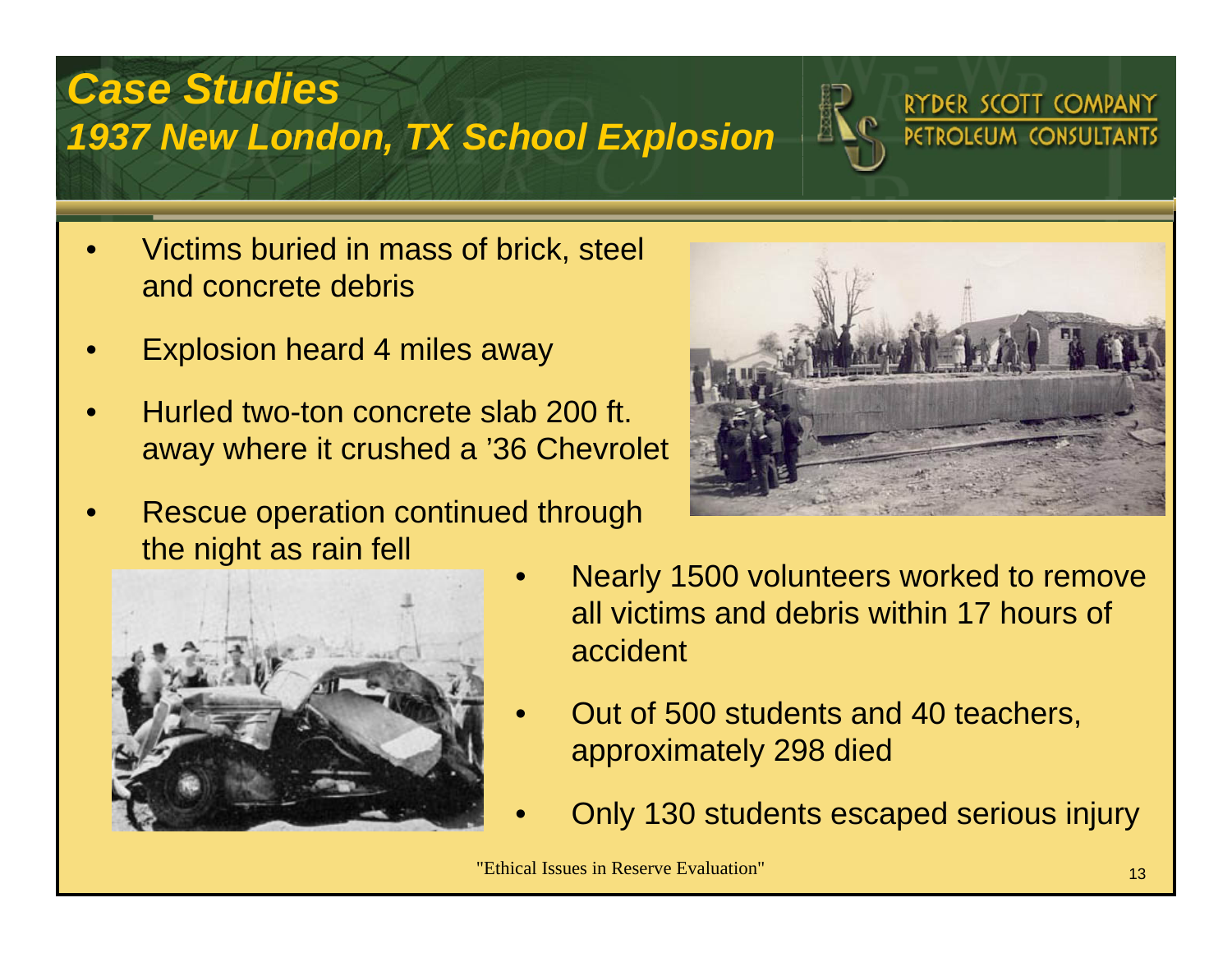# Case Studies
## 1937 New London, TX School Explosion

RYDER SCOTT COMPANY
PETROLEUM CONSULTANTS

- Victims buried in mass of brick, steel and concrete debris
- Explosion heard 4 miles away
- Hurled two-ton concrete slab 200 ft. away where it crushed a '36 Chevrolet
- Rescue operation continued through the night as rain fell
- Nearly 1500 volunteers worked to remove all victims and debris within 17 hours of accident
- Out of 500 students and 40 teachers, approximately 298 died
- Only 130 students escaped serious injury

"Ethical Issues in Reserve Evaluation"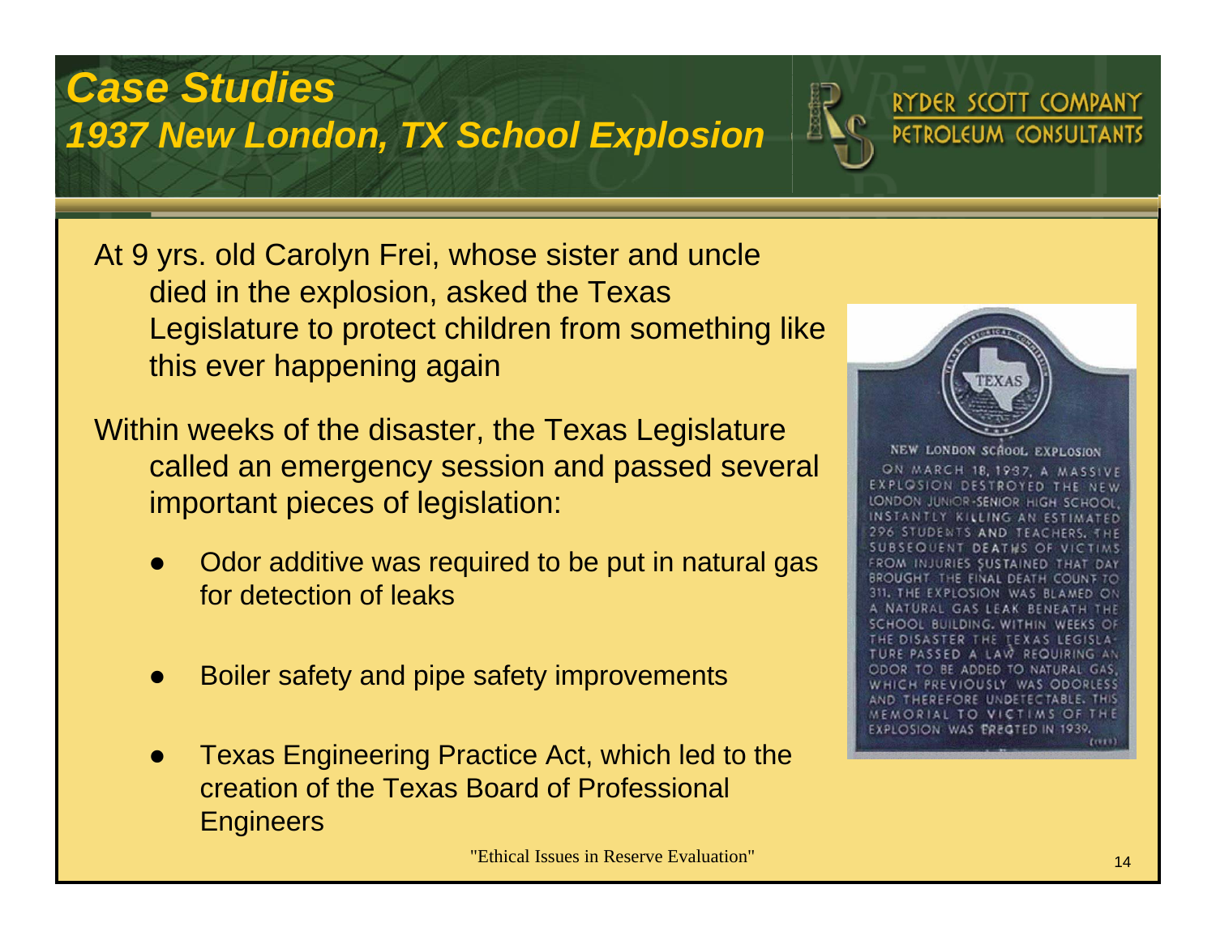# Case Studies
## 1937 New London, TX School Explosion

At 9 yrs. old Carolyn Frei, whose sister and uncle died in the explosion, asked the Texas Legislature to protect children from something like this ever happening again

Within weeks of the disaster, the Texas Legislature called an emergency session and passed several important pieces of legislation:

- Odor additive was required to be put in natural gas for detection of leaks
- Boiler safety and pipe safety improvements
- Texas Engineering Practice Act, which led to the creation of the Texas Board of Professional Engineers

NEW LONDON SCHOOL EXPLOSION

ON MARCH 18, 1937, A MASSIVE EXPLOSION DESTROYED THE NEW LONDON JUNIOR-SENIOR HIGH SCHOOL, INSTANTLY KILLING AN ESTIMATED 296 STUDENTS AND TEACHERS. THE SUBSEQUENT DEATHS OF VICTIMS FROM INJURIES SUSTAINED THAT DAY BROUGHT THE FINAL DEATH COUNT TO 311. THE EXPLOSION WAS BLAMED ON A NATURAL GAS LEAK BENEATH THE SCHOOL BUILDING. WITHIN WEEKS OF THE DISASTER THE TEXAS LEGISLATURE PASSED A LAW REQUIRING AN ODOR TO BE ADDED TO NATURAL GAS, WHICH PREVIOUSLY WAS ODORLESS AND THEREFORE UNDETECTABLE. THIS MEMORIAL TO VICTIMS OF THE EXPLOSION WAS ERECTED IN 1939.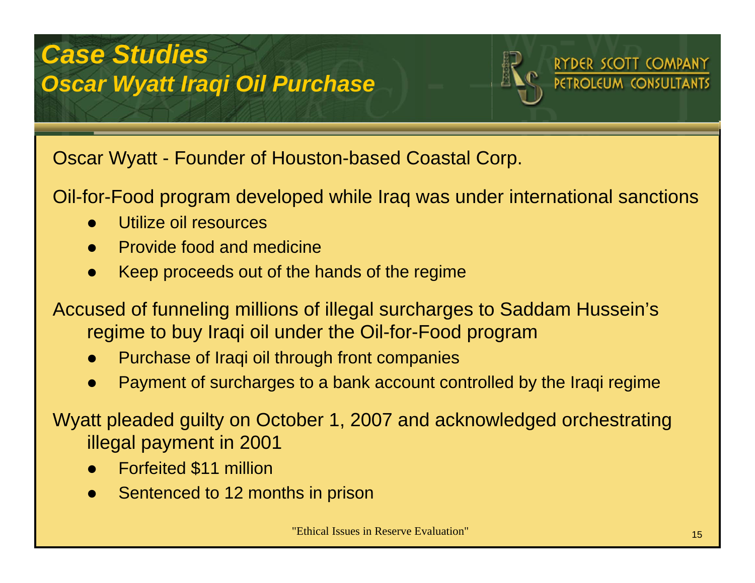# Case Studies
## Oscar Wyatt Iraqi Oil Purchase

RYDER SCOTT COMPANY
PETROLEUM CONSULTANTS

Oscar Wyatt - Founder of Houston-based Coastal Corp.

Oil-for-Food program developed while Iraq was under international sanctions

- Utilize oil resources
- Provide food and medicine
- Keep proceeds out of the hands of the regime

Accused of funneling millions of illegal surcharges to Saddam Hussein's regime to buy Iraqi oil under the Oil-for-Food program

- Purchase of Iraqi oil through front companies
- Payment of surcharges to a bank account controlled by the Iraqi regime

Wyatt pleaded guilty on October 1, 2007 and acknowledged orchestrating illegal payment in 2001

- Forfeited $11 million
- Sentenced to 12 months in prison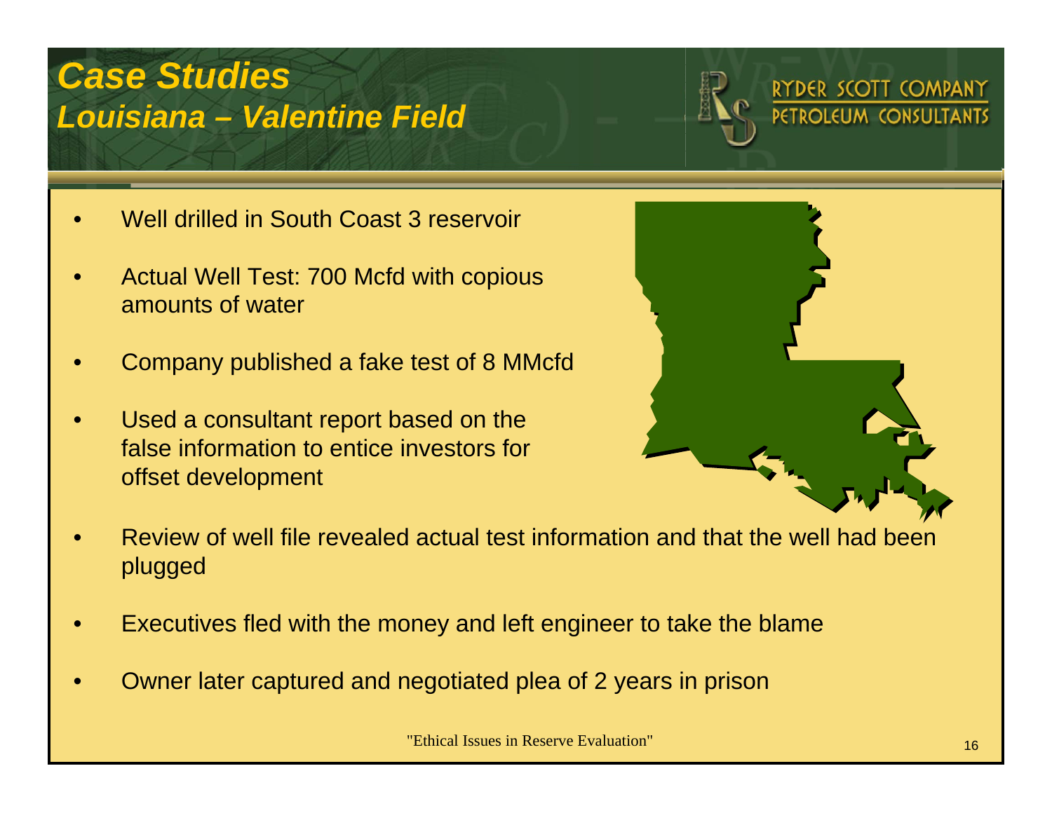# Case Studies
## Louisiana – Valentine Field

- Well drilled in South Coast 3 reservoir
- Actual Well Test: 700 Mcfd with copious amounts of water
- Company published a fake test of 8 MMcfd
- Used a consultant report based on the false information to entice investors for offset development
- Review of well file revealed actual test information and that the well had been plugged
- Executives fled with the money and left engineer to take the blame
- Owner later captured and negotiated plea of 2 years in prison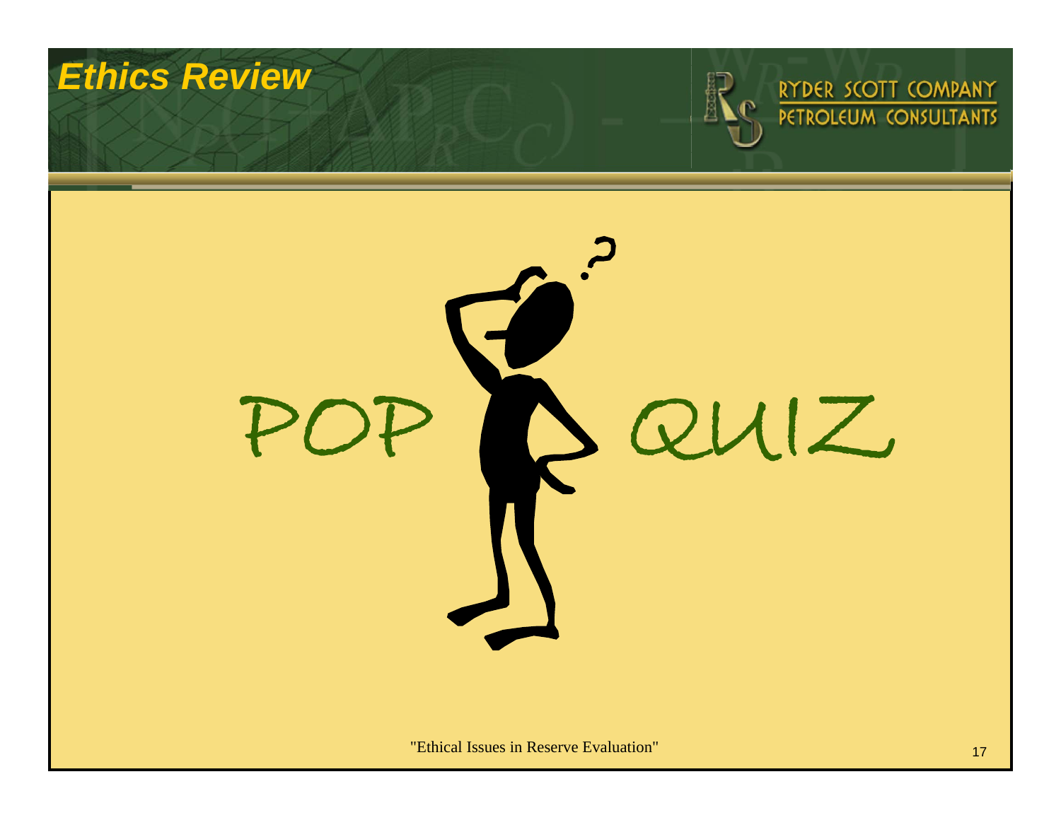# Ethics Review

POP QUIZ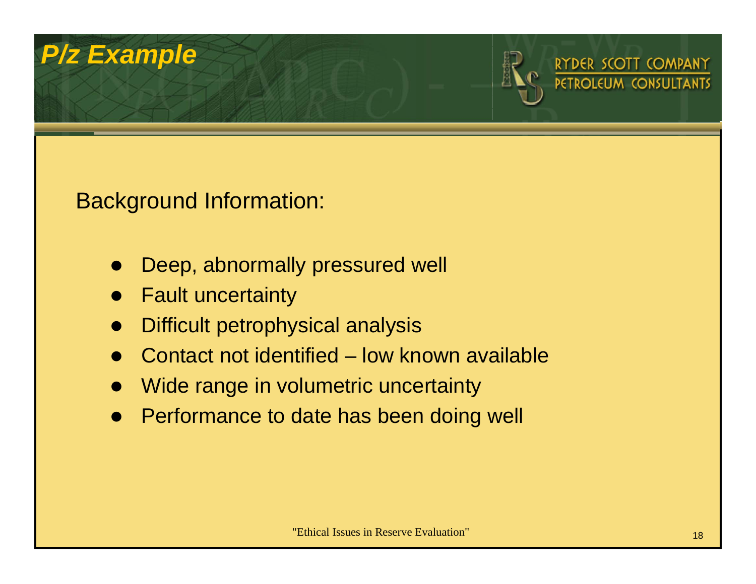# P/z Example

Background Information:

- Deep, abnormally pressured well
- Fault uncertainty
- Difficult petrophysical analysis
- Contact not identified – low known available
- Wide range in volumetric uncertainty
- Performance to date has been doing well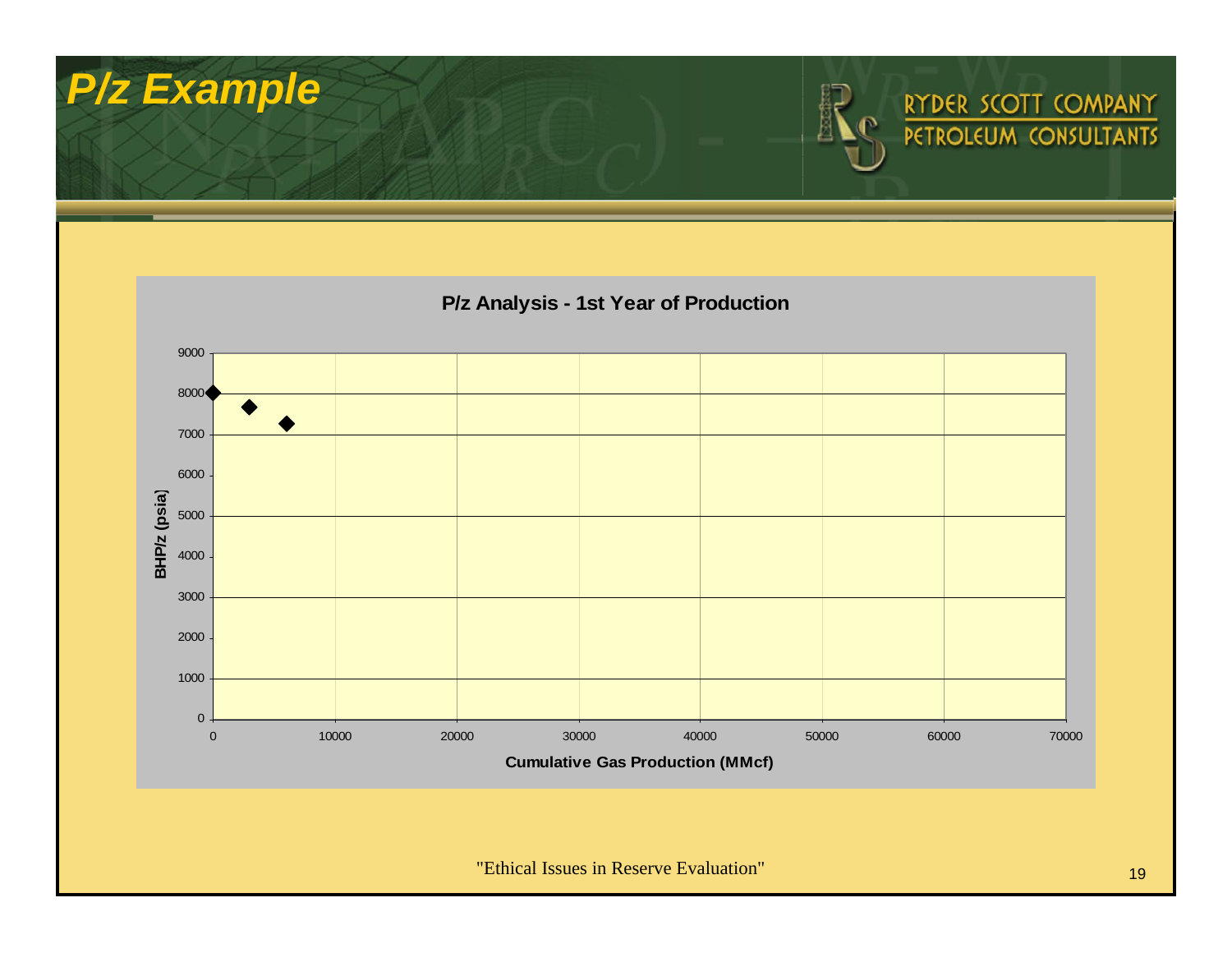# P/z Example

**P/z Analysis - 1st Year of Production**

BHP/z (psia) vs. Cumulative Gas Production (MMcf)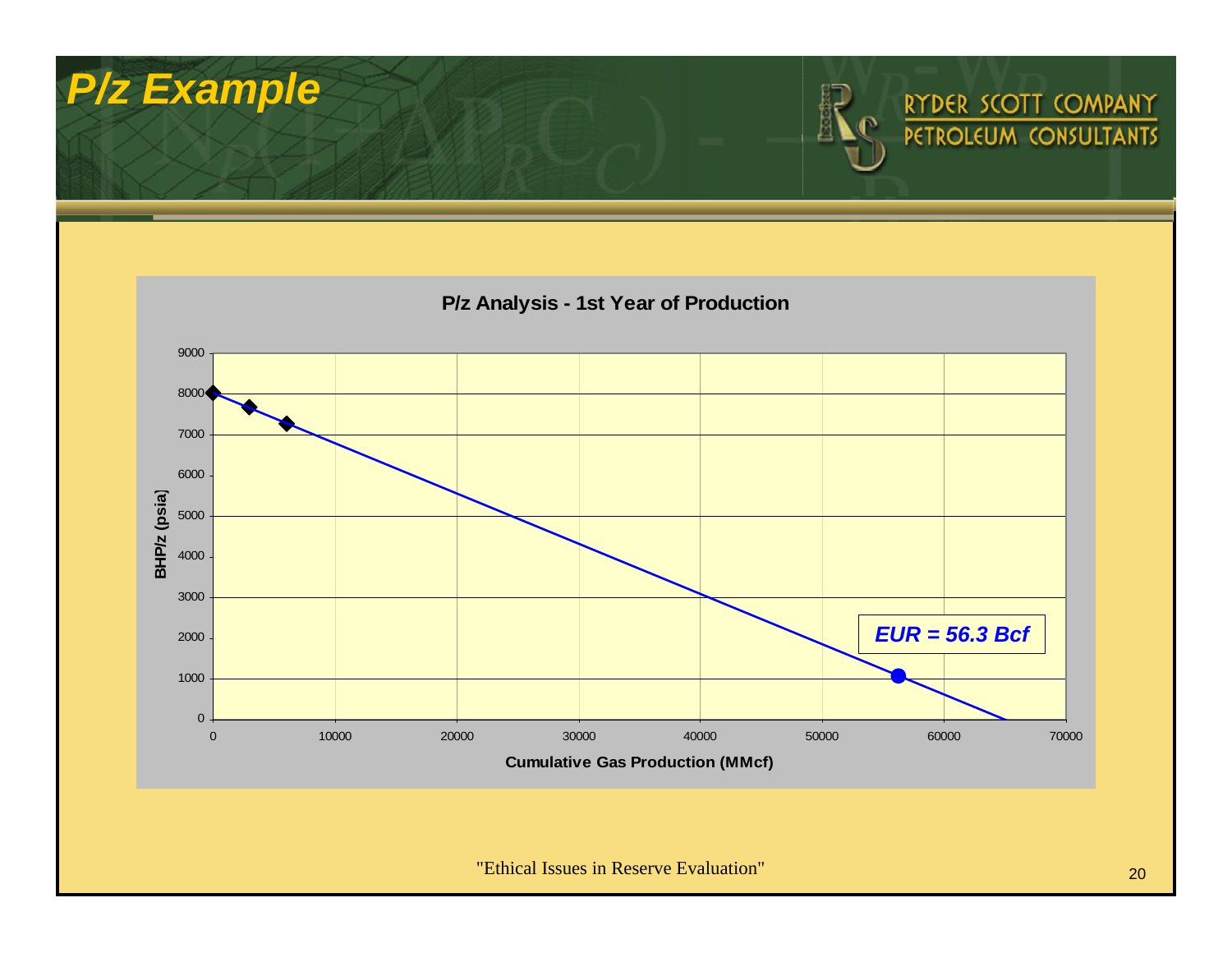# P/z Example

**P/z Analysis - 1st Year of Production**

BHP/z (psia) vs. Cumulative Gas Production (MMcf)

***EUR = 56.3 Bcf***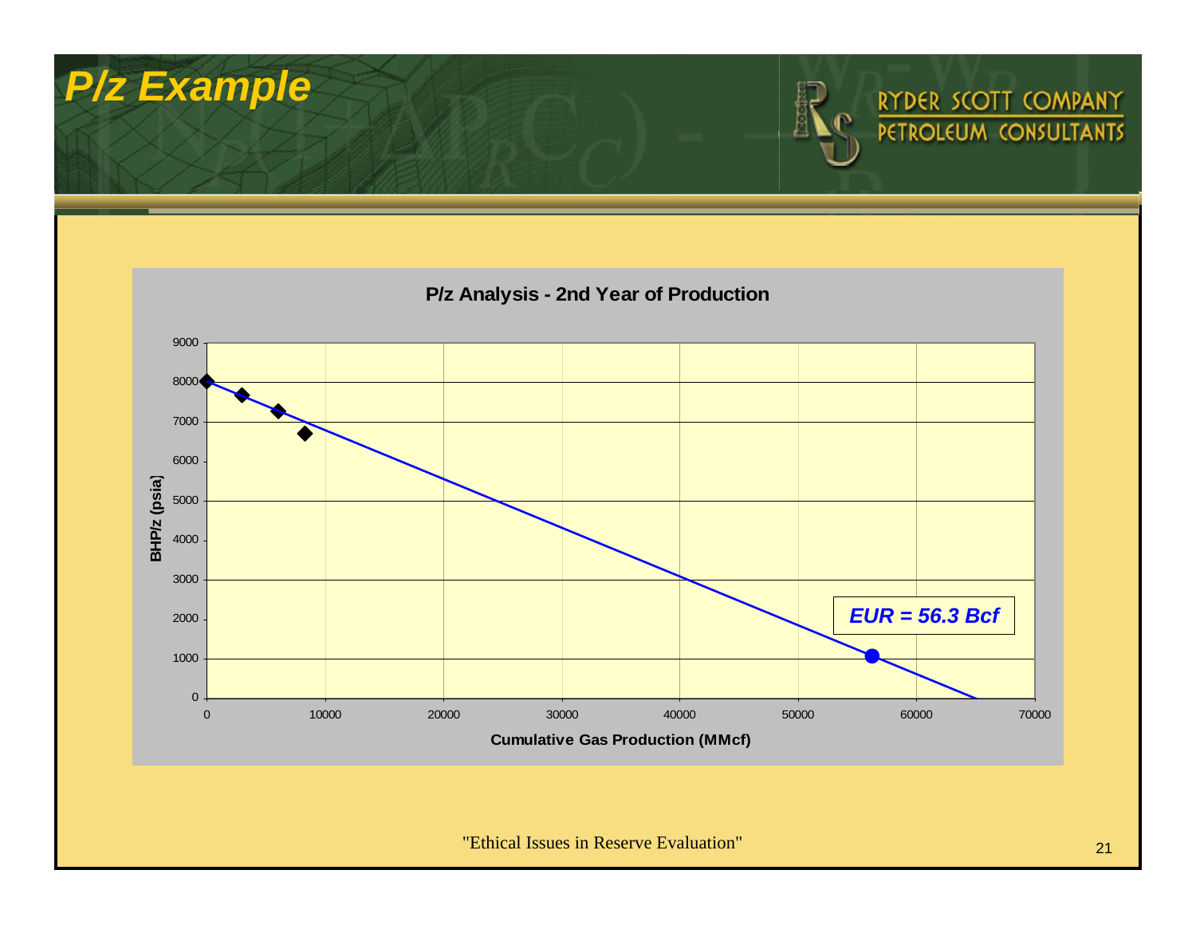# P/z Example

P/z Analysis - 2nd Year of Production

EUR = 56.3 Bcf

BHP/z (psia)

Cumulative Gas Production (MMcf)

"Ethical Issues in Reserve Evaluation"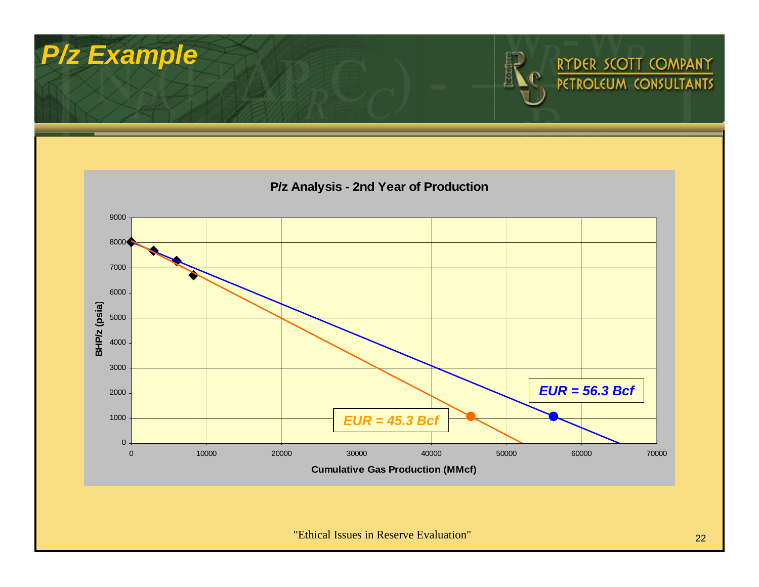# P/z Example

**P/z Analysis - 2nd Year of Production**

BHP/z (psia) vs. Cumulative Gas Production (MMcf)

*EUR = 56.3 Bcf*

*EUR = 45.3 Bcf*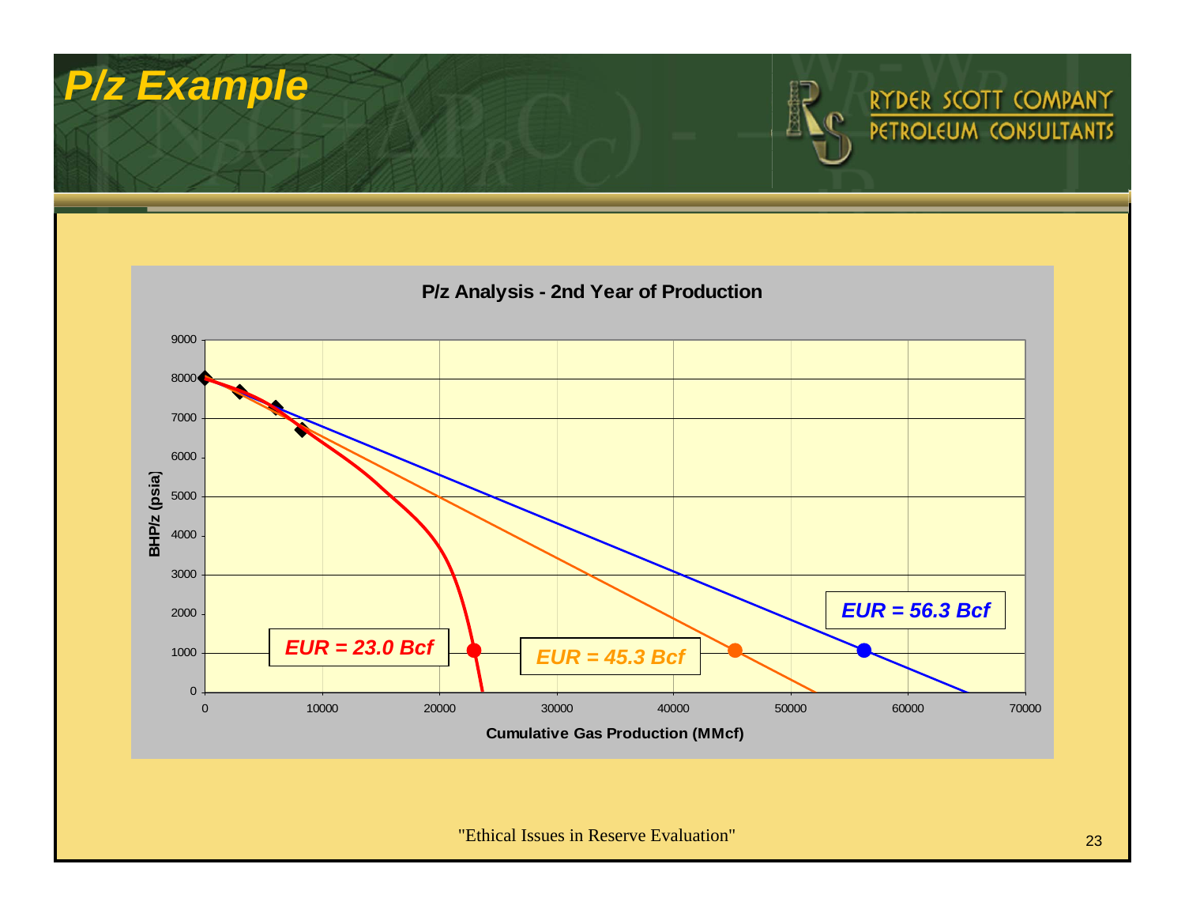# P/z Example

**P/z Analysis - 2nd Year of Production**

BHP/z (psia) vs. Cumulative Gas Production (MMcf)

- *EUR = 23.0 Bcf*
- *EUR = 45.3 Bcf*
- *EUR = 56.3 Bcf*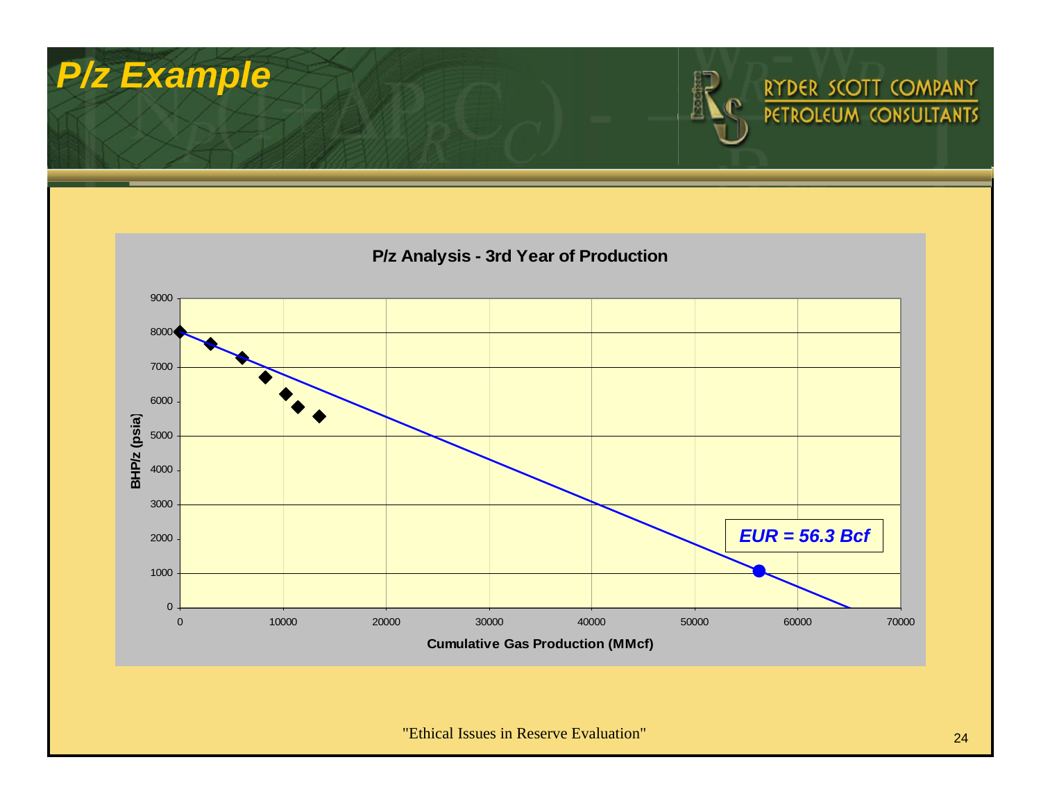# P/z Example

RYDER SCOTT COMPANY
PETROLEUM CONSULTANTS

**P/z Analysis - 3rd Year of Production**

BHP/z (psia)

Cumulative Gas Production (MMcf)

***EUR = 56.3 Bcf***

"Ethical Issues in Reserve Evaluation"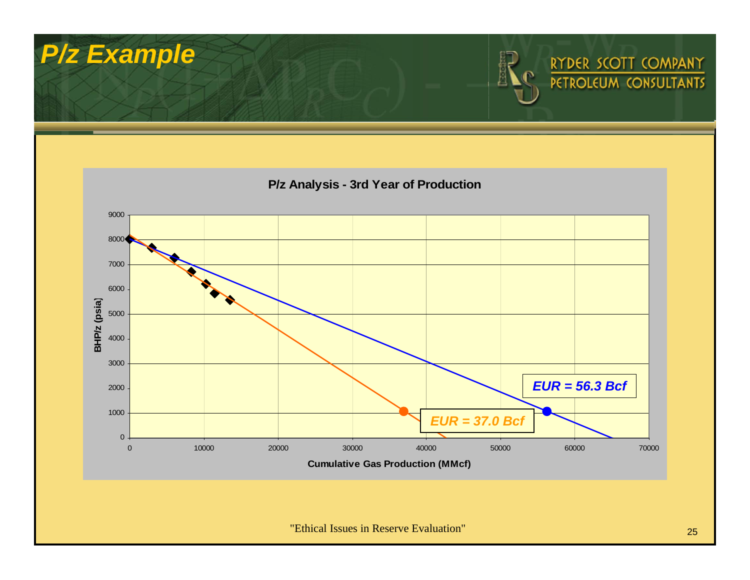# P/z Example

**P/z Analysis - 3rd Year of Production**

BHP/z (psia) vs. Cumulative Gas Production (MMcf)

*EUR = 56.3 Bcf*

*EUR = 37.0 Bcf*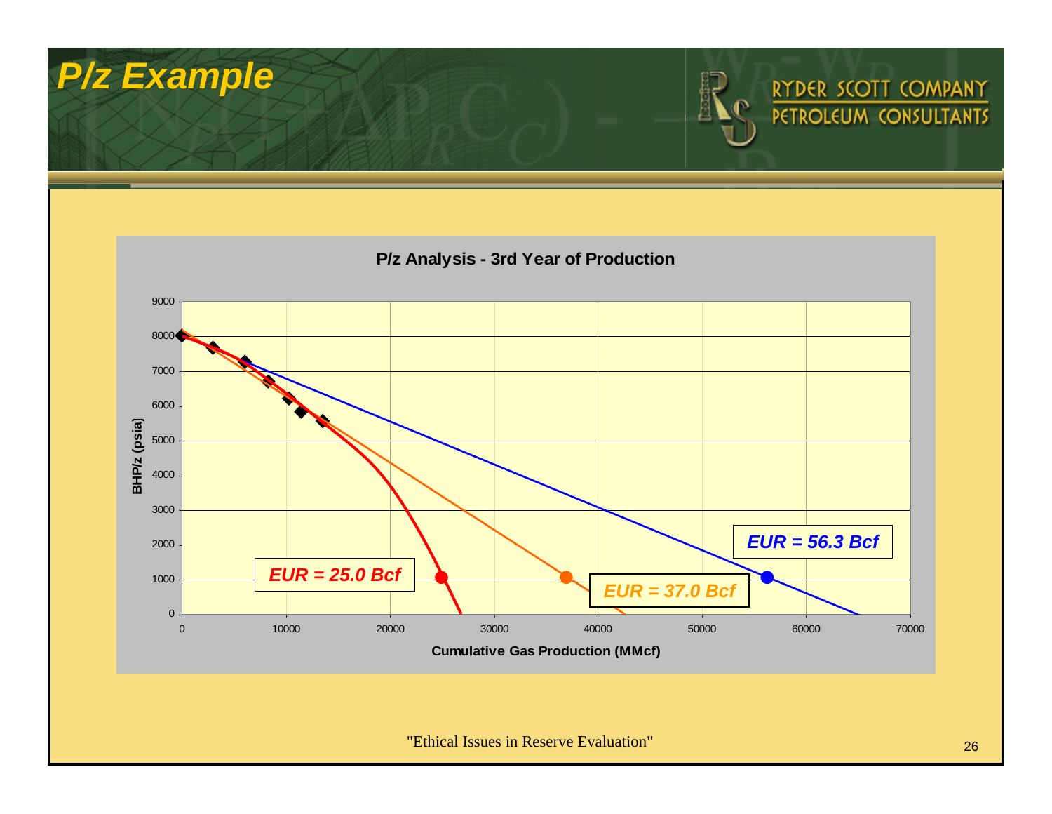# P/z Example

**P/z Analysis - 3rd Year of Production**

BHP/z (psia) vs. Cumulative Gas Production (MMcf)

*EUR = 25.0 Bcf*

*EUR = 37.0 Bcf*

*EUR = 56.3 Bcf*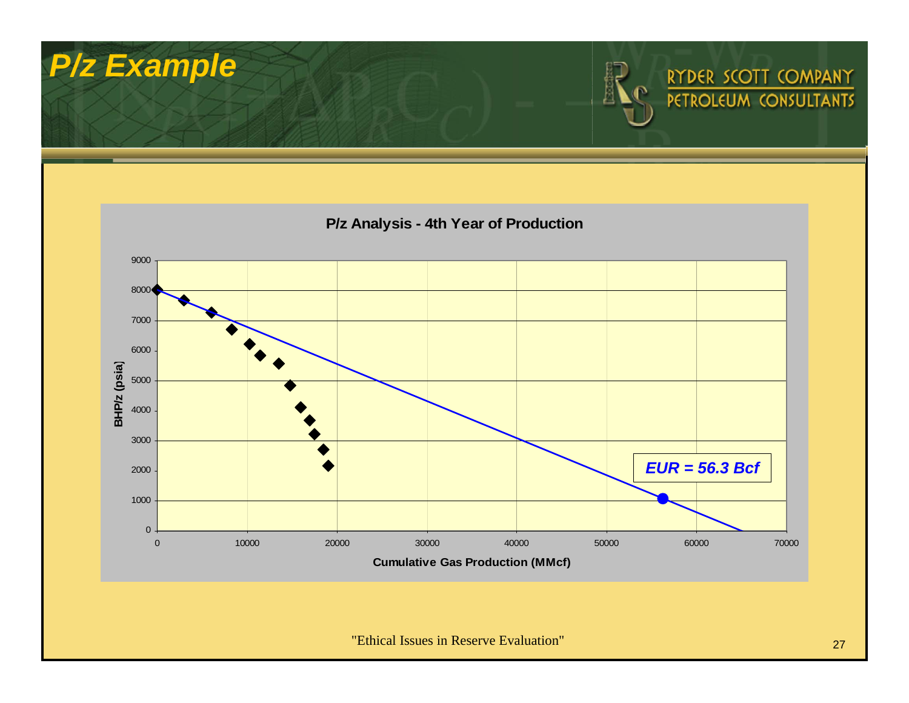# P/z Example

RYDER SCOTT COMPANY
PETROLEUM CONSULTANTS

**P/z Analysis - 4th Year of Production**

BHP/z (psia)

9000
8000
7000
6000
5000
4000
3000
2000
1000
0

0 10000 20000 30000 40000 50000 60000 70000

**Cumulative Gas Production (MMcf)**

***EUR = 56.3 Bcf***

"Ethical Issues in Reserve Evaluation"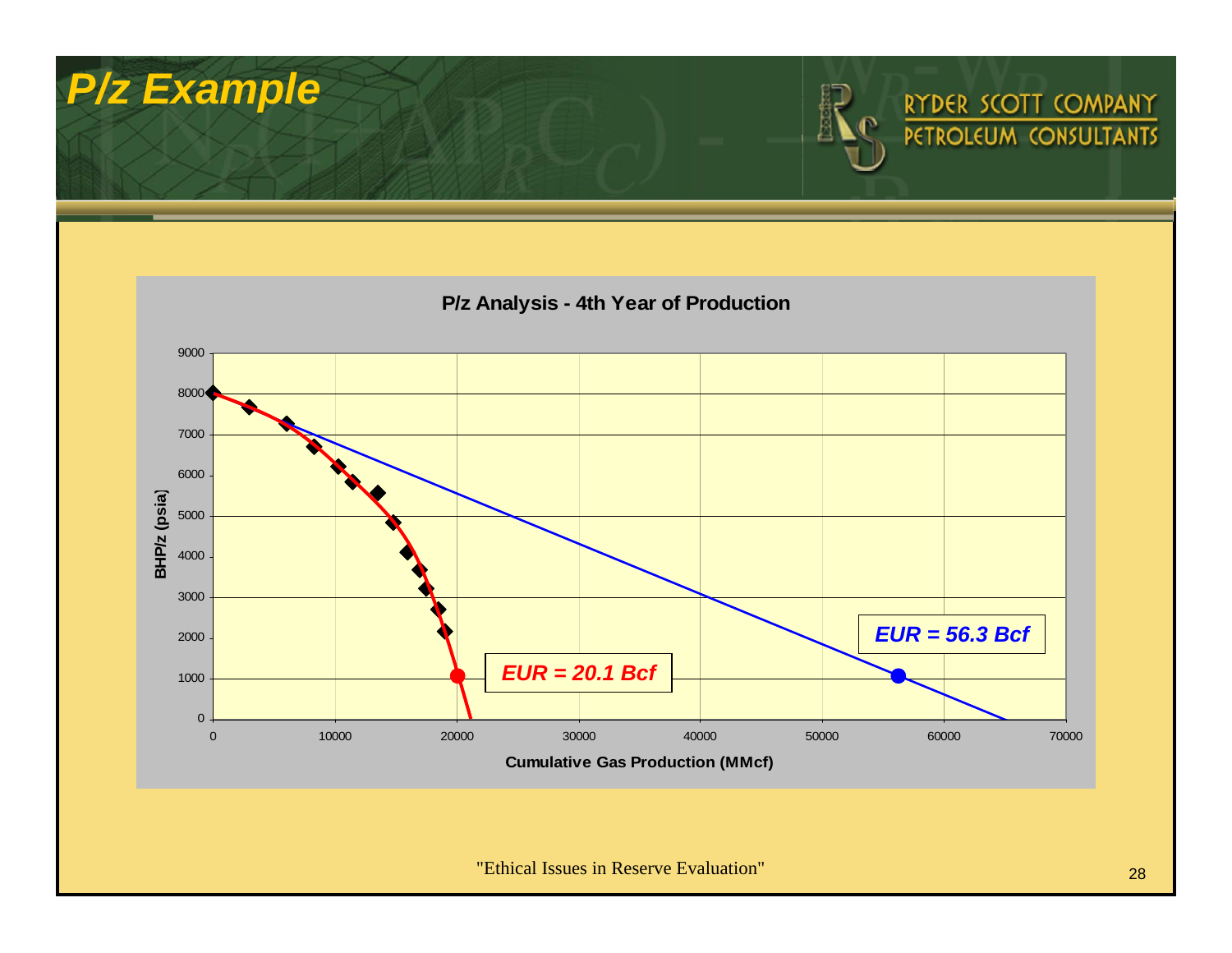# P/z Example

**P/z Analysis - 4th Year of Production**

*EUR = 20.1 Bcf*

*EUR = 56.3 Bcf*

BHP/z (psia)

Cumulative Gas Production (MMcf)

"Ethical Issues in Reserve Evaluation"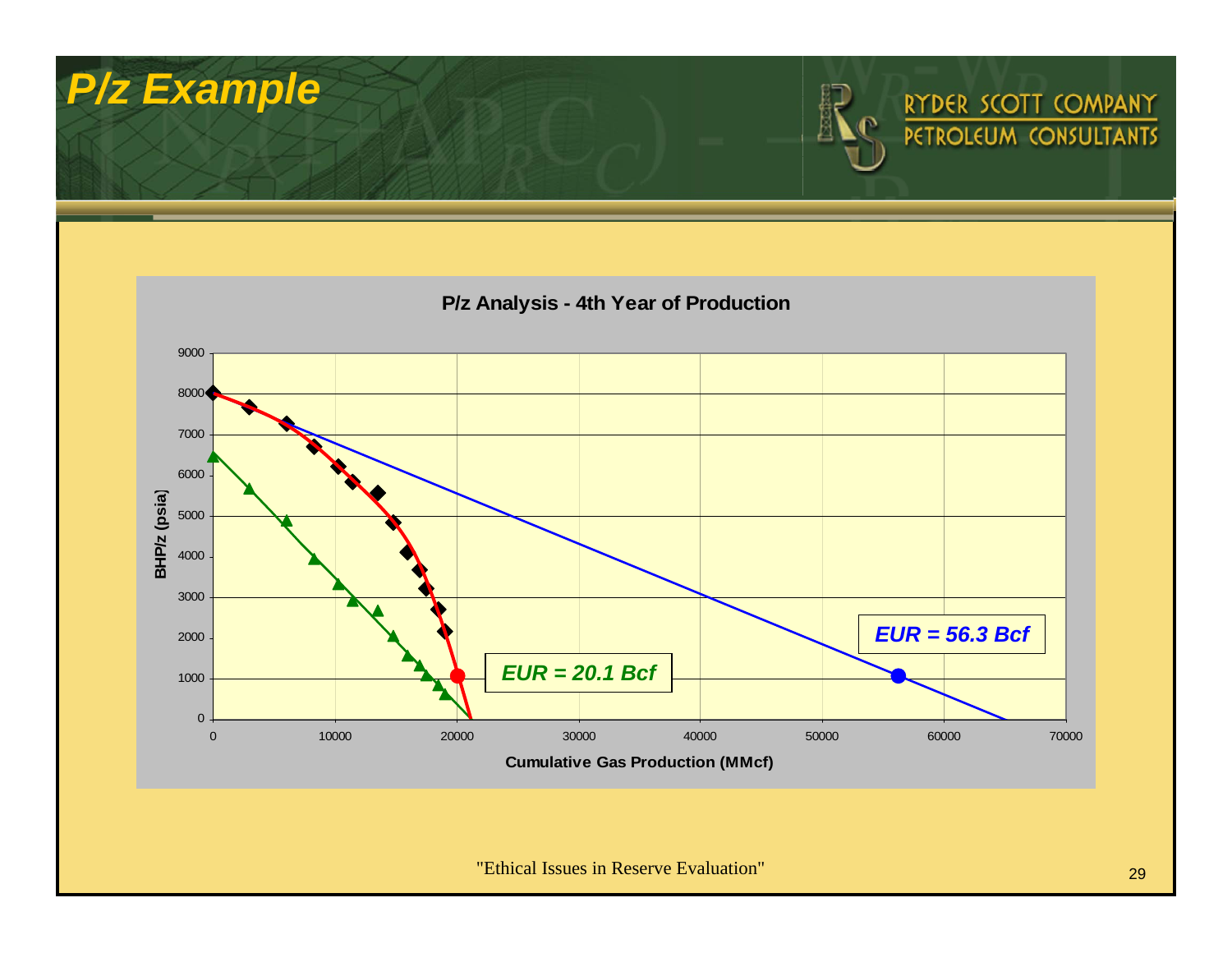# P/z Example

**P/z Analysis - 4th Year of Production**

BHP/z (psia) vs. Cumulative Gas Production (MMcf)

*EUR = 56.3 Bcf*

*EUR = 20.1 Bcf*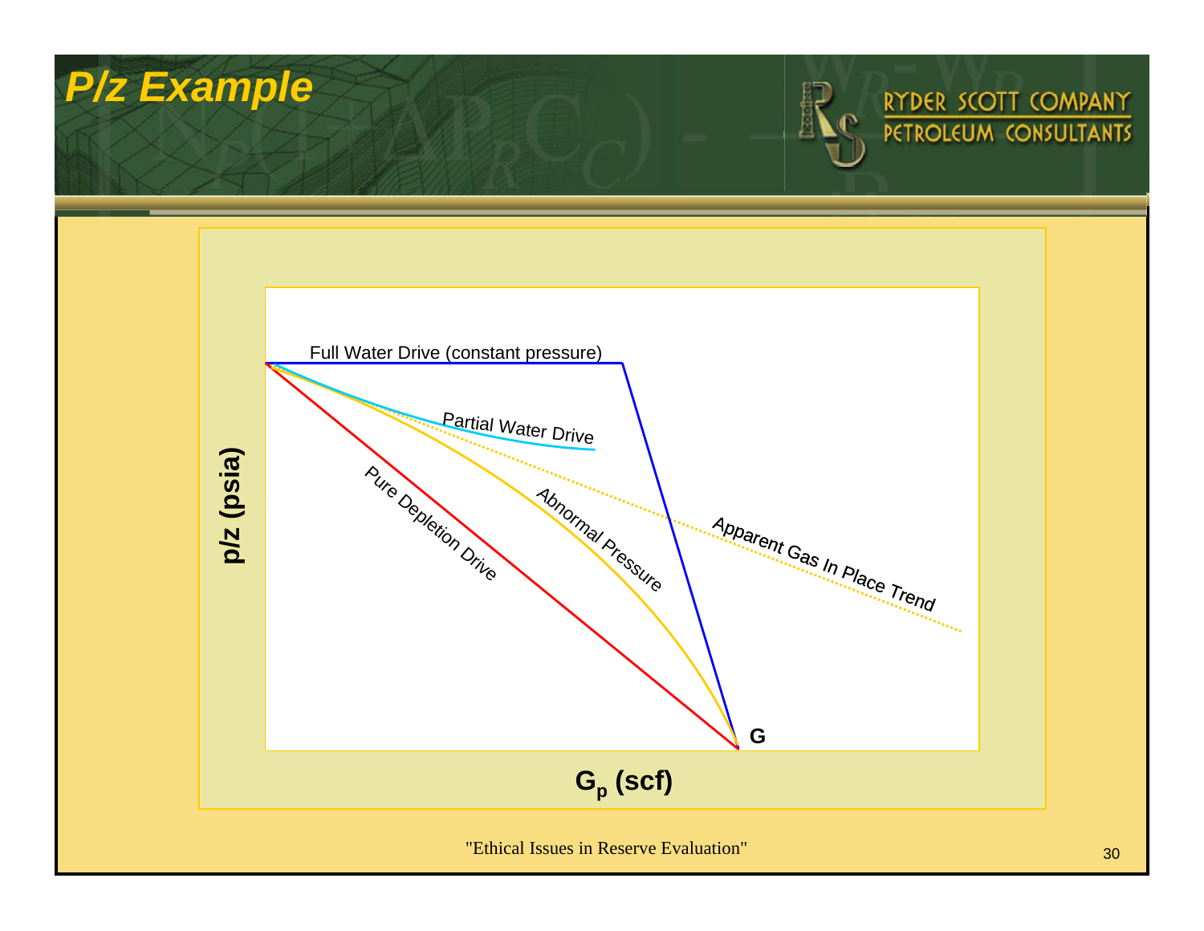# P/z Example

Full Water Drive (constant pressure)

Partial Water Drive

Pure Depletion Drive

Abnormal Pressure

Apparent Gas In Place Trend

G

p/z (psia)

$G_p$ (scf)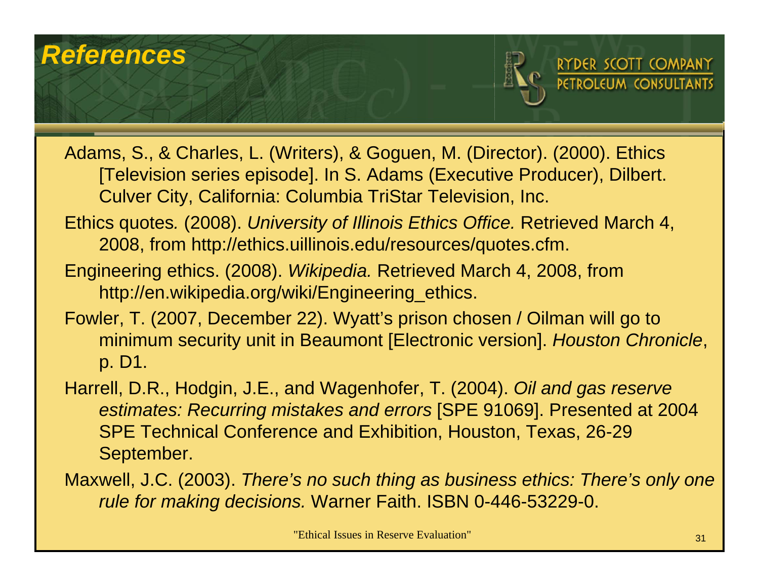# References

Adams, S., & Charles, L. (Writers), & Goguen, M. (Director). (2000). Ethics [Television series episode]. In S. Adams (Executive Producer), Dilbert. Culver City, California: Columbia TriStar Television, Inc.

Ethics quotes. (2008). *University of Illinois Ethics Office.* Retrieved March 4, 2008, from http://ethics.uillinois.edu/resources/quotes.cfm.

Engineering ethics. (2008). *Wikipedia.* Retrieved March 4, 2008, from http://en.wikipedia.org/wiki/Engineering_ethics.

Fowler, T. (2007, December 22). Wyatt's prison chosen / Oilman will go to minimum security unit in Beaumont [Electronic version]. *Houston Chronicle*, p. D1.

Harrell, D.R., Hodgin, J.E., and Wagenhofer, T. (2004). *Oil and gas reserve estimates: Recurring mistakes and errors* [SPE 91069]. Presented at 2004 SPE Technical Conference and Exhibition, Houston, Texas, 26-29 September.

Maxwell, J.C. (2003). *There's no such thing as business ethics: There's only one rule for making decisions.* Warner Faith. ISBN 0-446-53229-0.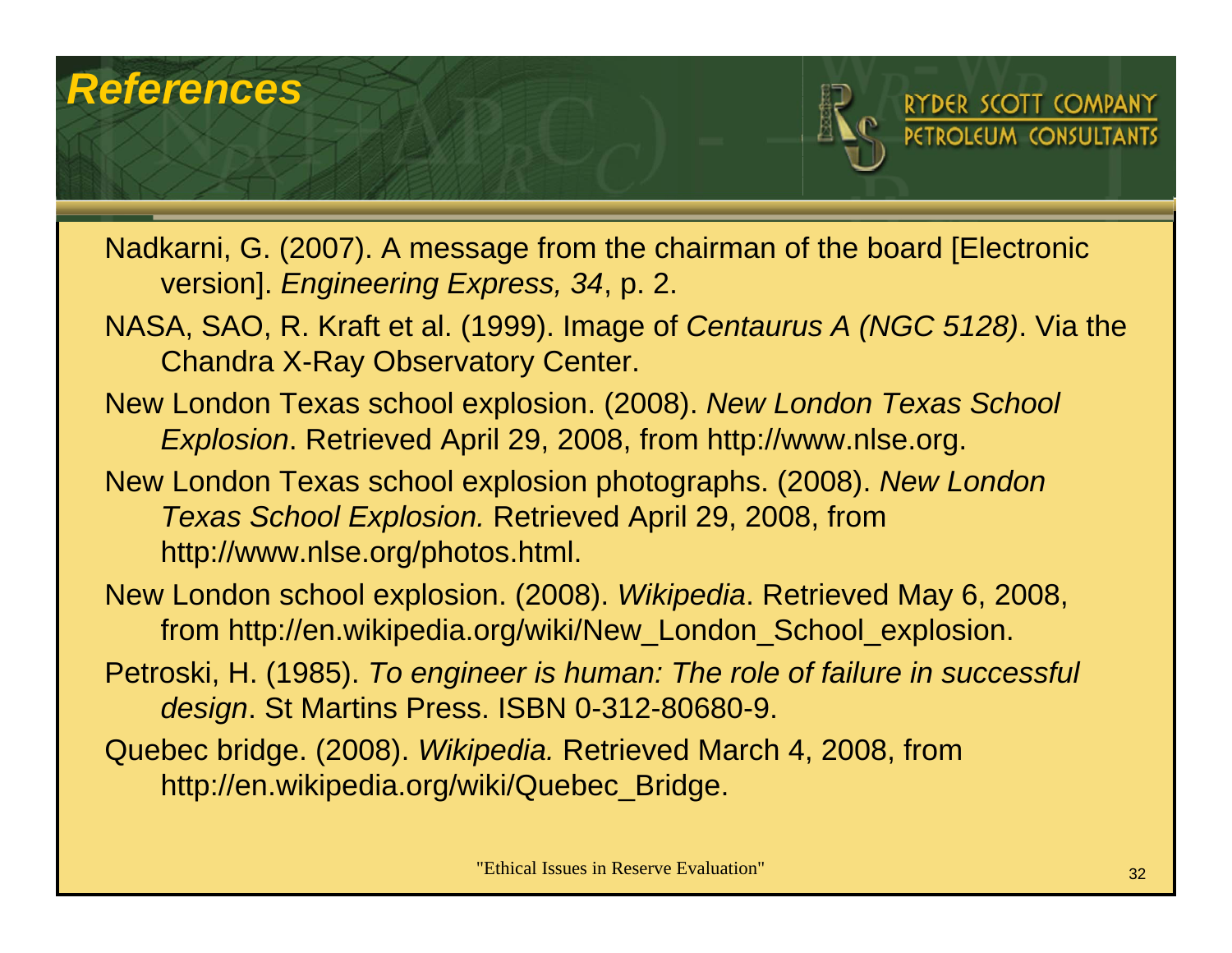# References

Nadkarni, G. (2007). A message from the chairman of the board [Electronic version]. *Engineering Express, 34*, p. 2.

NASA, SAO, R. Kraft et al. (1999). Image of *Centaurus A (NGC 5128)*. Via the Chandra X-Ray Observatory Center.

New London Texas school explosion. (2008). *New London Texas School Explosion*. Retrieved April 29, 2008, from http://www.nlse.org.

New London Texas school explosion photographs. (2008). *New London Texas School Explosion.* Retrieved April 29, 2008, from http://www.nlse.org/photos.html.

New London school explosion. (2008). *Wikipedia*. Retrieved May 6, 2008, from http://en.wikipedia.org/wiki/New_London_School_explosion.

Petroski, H. (1985). *To engineer is human: The role of failure in successful design*. St Martins Press. ISBN 0-312-80680-9.

Quebec bridge. (2008). *Wikipedia.* Retrieved March 4, 2008, from http://en.wikipedia.org/wiki/Quebec_Bridge.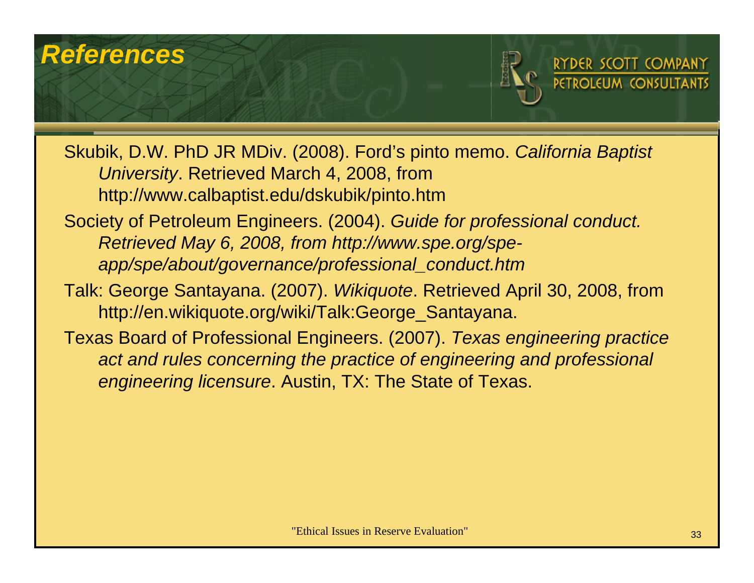# References

Skubik, D.W. PhD JR MDiv. (2008). Ford's pinto memo. *California Baptist University*. Retrieved March 4, 2008, from http://www.calbaptist.edu/dskubik/pinto.htm

Society of Petroleum Engineers. (2004). *Guide for professional conduct. Retrieved May 6, 2008, from http://www.spe.org/spe-app/spe/about/governance/professional_conduct.htm*

Talk: George Santayana. (2007). *Wikiquote*. Retrieved April 30, 2008, from http://en.wikiquote.org/wiki/Talk:George_Santayana.

Texas Board of Professional Engineers. (2007). *Texas engineering practice act and rules concerning the practice of engineering and professional engineering licensure*. Austin, TX: The State of Texas.